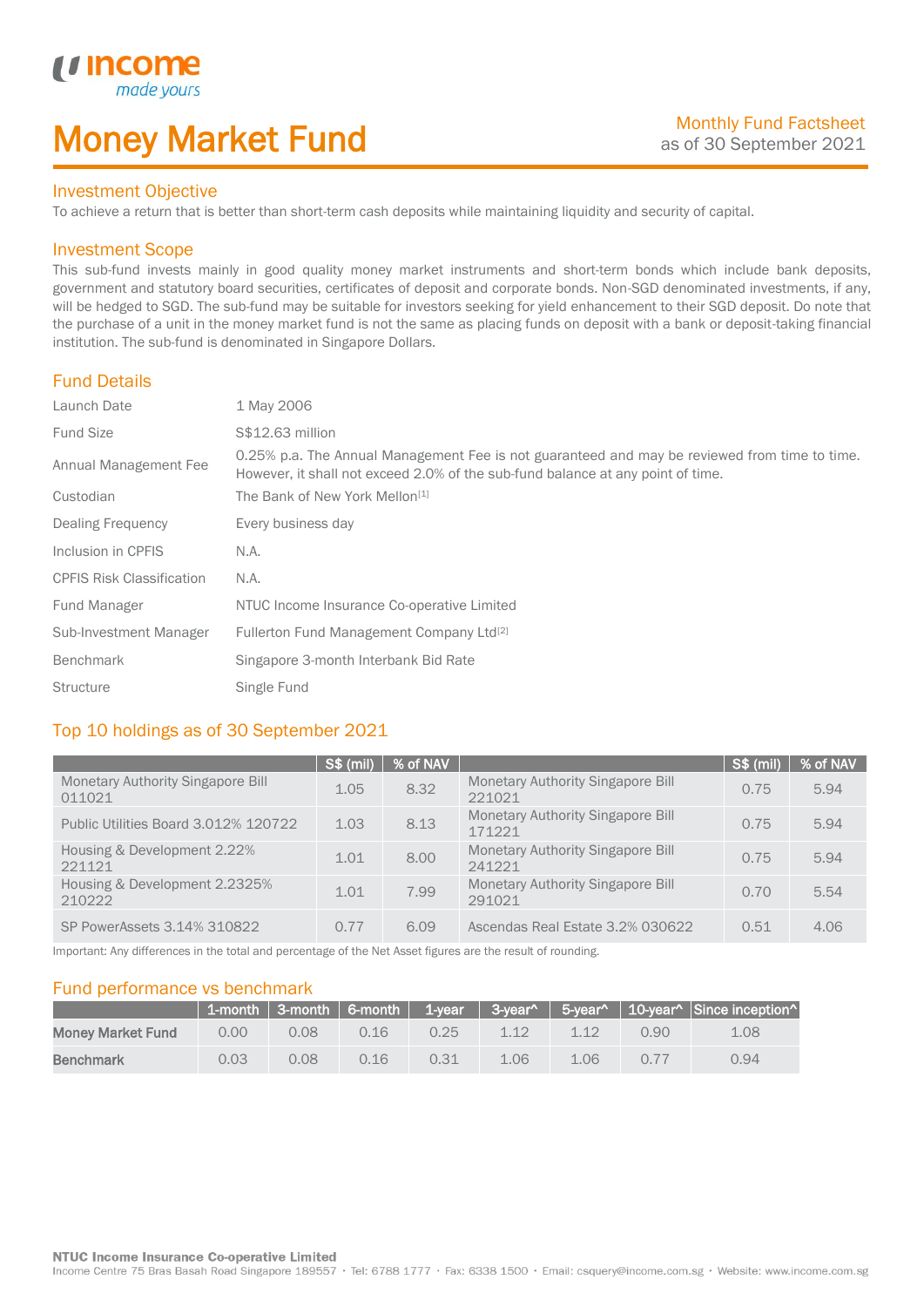# Money Market Fund

Monthly Fund Factsheet
as of 30 September 2021

## Investment Objective

To achieve a return that is better than short-term cash deposits while maintaining liquidity and security of capital.

## Investment Scope

This sub-fund invests mainly in good quality money market instruments and short-term bonds which include bank deposits, government and statutory board securities, certificates of deposit and corporate bonds. Non-SGD denominated investments, if any, will be hedged to SGD. The sub-fund may be suitable for investors seeking for yield enhancement to their SGD deposit. Do note that the purchase of a unit in the money market fund is not the same as placing funds on deposit with a bank or deposit-taking financial institution. The sub-fund is denominated in Singapore Dollars.

## Fund Details

| | |
|---|---|
| Launch Date | 1 May 2006 |
| Fund Size | S$12.63 million |
| Annual Management Fee | 0.25% p.a. The Annual Management Fee is not guaranteed and may be reviewed from time to time. However, it shall not exceed 2.0% of the sub-fund balance at any point of time. |
| Custodian | The Bank of New York Mellon[1] |
| Dealing Frequency | Every business day |
| Inclusion in CPFIS | N.A. |
| CPFIS Risk Classification | N.A. |
| Fund Manager | NTUC Income Insurance Co-operative Limited |
| Sub-Investment Manager | Fullerton Fund Management Company Ltd[2] |
| Benchmark | Singapore 3-month Interbank Bid Rate |
| Structure | Single Fund |

## Top 10 holdings as of 30 September 2021

| | S$ (mil) | % of NAV | | S$ (mil) | % of NAV |
|---|---|---|---|---|---|
| Monetary Authority Singapore Bill 011021 | 1.05 | 8.32 | Monetary Authority Singapore Bill 221021 | 0.75 | 5.94 |
| Public Utilities Board 3.012% 120722 | 1.03 | 8.13 | Monetary Authority Singapore Bill 171221 | 0.75 | 5.94 |
| Housing & Development 2.22% 221121 | 1.01 | 8.00 | Monetary Authority Singapore Bill 241221 | 0.75 | 5.94 |
| Housing & Development 2.2325% 210222 | 1.01 | 7.99 | Monetary Authority Singapore Bill 291021 | 0.70 | 5.54 |
| SP PowerAssets 3.14% 310822 | 0.77 | 6.09 | Ascendas Real Estate 3.2% 030622 | 0.51 | 4.06 |

Important: Any differences in the total and percentage of the Net Asset figures are the result of rounding.

## Fund performance vs benchmark

| | 1-month | 3-month | 6-month | 1-year | 3-year^ | 5-year^ | 10-year^ | Since inception^ |
|---|---|---|---|---|---|---|---|---|
| **Money Market Fund** | 0.00 | 0.08 | 0.16 | 0.25 | 1.12 | 1.12 | 0.90 | 1.08 |
| **Benchmark** | 0.03 | 0.08 | 0.16 | 0.31 | 1.06 | 1.06 | 0.77 | 0.94 |

**NTUC Income Insurance Co-operative Limited**
Income Centre 75 Bras Basah Road Singapore 189557 • Tel: 6788 1777 • Fax: 6338 1500 • Email: csquery@income.com.sg • Website: www.income.com.sg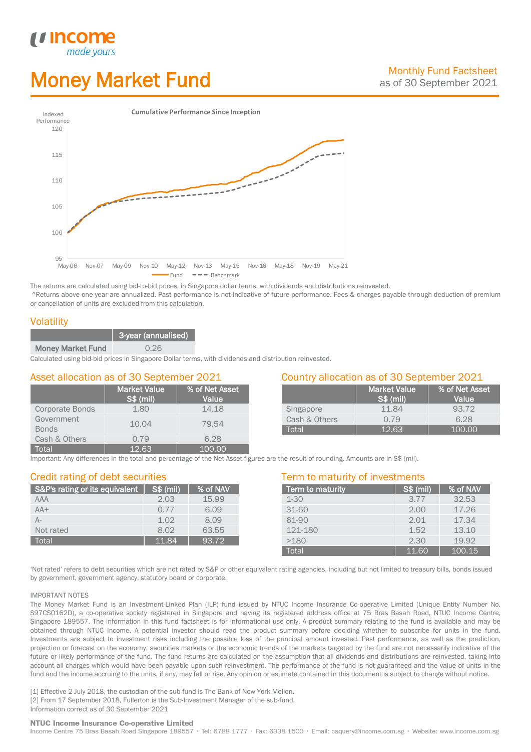# Money Market Fund

Monthly Fund Factsheet
as of 30 September 2021

Cumulative Performance Since Inception

Indexed Performance

120
115
110
105
100
95

May-06 Nov-07 May-09 Nov-10 May-12 Nov-13 May-15 Nov-16 May-18 Nov-19 May-21

Fund Benchmark

The returns are calculated using bid-to-bid prices, in Singapore dollar terms, with dividends and distributions reinvested.
^Returns above one year are annualized. Past performance is not indicative of future performance. Fees & charges payable through deduction of premium or cancellation of units are excluded from this calculation.

## Volatility

| | 3-year (annualised) |
|---|---|
| **Money Market Fund** | 0.26 |

Calculated using bid-bid prices in Singapore Dollar terms, with dividends and distribution reinvested.

## Asset allocation as of 30 September 2021

| | Market Value S$ (mil) | % of Net Asset Value |
|---|---|---|
| Corporate Bonds | 1.80 | 14.18 |
| Government Bonds | 10.04 | 79.54 |
| Cash & Others | 0.79 | 6.28 |
| Total | 12.63 | 100.00 |

## Country allocation as of 30 September 2021

| | Market Value S$ (mil) | % of Net Asset Value |
|---|---|---|
| Singapore | 11.84 | 93.72 |
| Cash & Others | 0.79 | 6.28 |
| Total | 12.63 | 100.00 |

Important: Any differences in the total and percentage of the Net Asset figures are the result of rounding. Amounts are in S$ (mil).

## Credit rating of debt securities

| S&P's rating or its equivalent | S$ (mil) | % of NAV |
|---|---|---|
| AAA | 2.03 | 15.99 |
| AA+ | 0.77 | 6.09 |
| A- | 1.02 | 8.09 |
| Not rated | 8.02 | 63.55 |
| Total | 11.84 | 93.72 |

## Term to maturity of investments

| Term to maturity | S$ (mil) | % of NAV |
|---|---|---|
| 1-30 | 3.77 | 32.53 |
| 31-60 | 2.00 | 17.26 |
| 61-90 | 2.01 | 17.34 |
| 121-180 | 1.52 | 13.10 |
| >180 | 2.30 | 19.92 |
| Total | 11.60 | 100.15 |

'Not rated' refers to debt securities which are not rated by S&P or other equivalent rating agencies, including but not limited to treasury bills, bonds issued by government, government agency, statutory board or corporate.

IMPORTANT NOTES

The Money Market Fund is an Investment-Linked Plan (ILP) fund issued by NTUC Income Insurance Co-operative Limited (Unique Entity Number No. S97CS0162D), a co-operative society registered in Singapore and having its registered address office at 75 Bras Basah Road, NTUC Income Centre, Singapore 189557. The information in this fund factsheet is for informational use only. A product summary relating to the fund is available and may be obtained through NTUC Income. A potential investor should read the product summary before deciding whether to subscribe for units in the fund. Investments are subject to investment risks including the possible loss of the principal amount invested. Past performance, as well as the prediction, projection or forecast on the economy, securities markets or the economic trends of the markets targeted by the fund are not necessarily indicative of the future or likely performance of the fund. The fund returns are calculated on the assumption that all dividends and distributions are reinvested, taking into account all charges which would have been payable upon such reinvestment. The performance of the fund is not guaranteed and the value of units in the fund and the income accruing to the units, if any, may fall or rise. Any opinion or estimate contained in this document is subject to change without notice.

[1] Effective 2 July 2018, the custodian of the sub-fund is The Bank of New York Mellon.
[2] From 17 September 2018, Fullerton is the Sub-Investment Manager of the sub-fund.
Information correct as of 30 September 2021

**NTUC Income Insurance Co-operative Limited**
Income Centre 75 Bras Basah Road Singapore 189557 • Tel: 6788 1777 • Fax: 6338 1500 • Email: csquery@income.com.sg • Website: www.income.com.sg